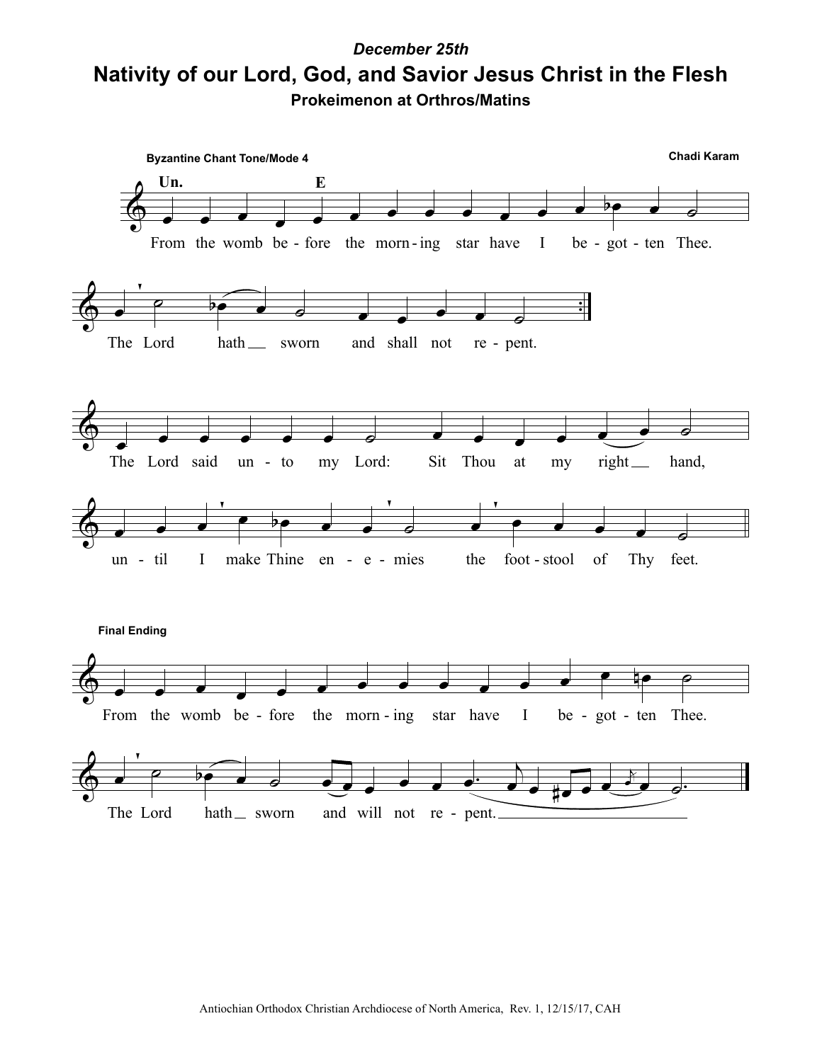*December 25th*

# Nativity of our Lord, God, and Savior Jesus Christ in the Flesh

### Prokeimenon at Orthros/Matins

**Byzantine Chant Tone/Mode 4**

**Chadi Karam**

**Un.** **E**

From the womb be - fore the morn - ing star have I be - got - ten Thee.

The Lord hath sworn and shall not re - pent.

The Lord said un - to my Lord: Sit Thou at my right hand,

un - til I make Thine en - e - mies the foot - stool of Thy feet.

**Final Ending**

From the womb be - fore the morn - ing star have I be - got - ten Thee.

The Lord hath sworn and will not re - pent.

Antiochian Orthodox Christian Archdiocese of North America, Rev. 1, 12/15/17, CAH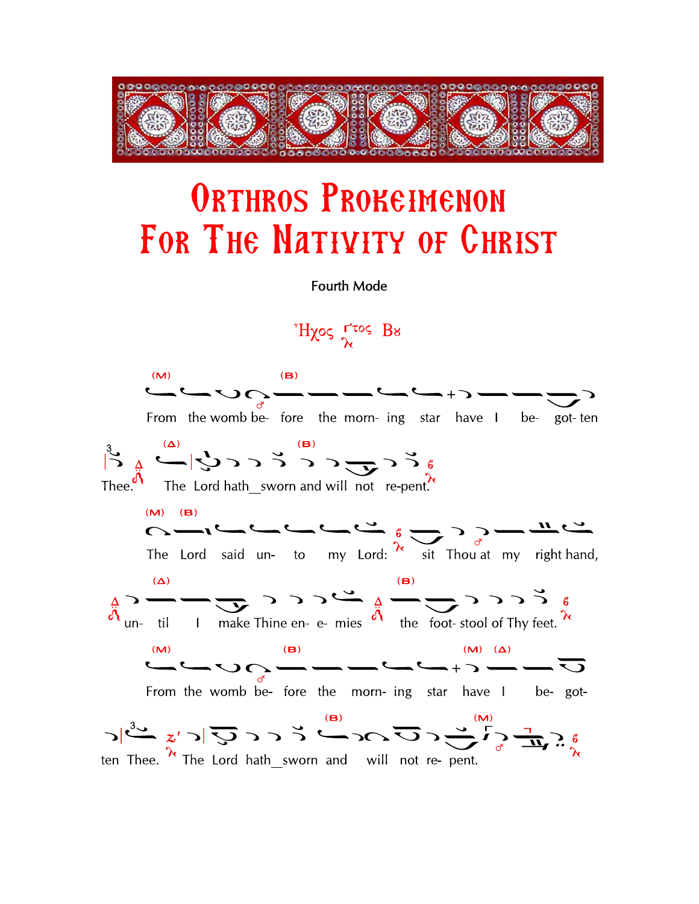# Orthros Prokeimenon For The Nativity of Christ

Fourth Mode

Ἦχος Δ' Βου

(M) (B)

From the womb be- fore the morn- ing star have I be- got- ten

(Δ) (B)

Thee. The Lord hath_sworn and will not re-pent.

(M) (B)

The Lord said un- to my Lord: sit Thou at my right hand,

(Δ) (B)

un- til I make Thine en- e- mies the foot- stool of Thy feet.

(M) (B) (M) (Δ)

From the womb be- fore the morn- ing star have I be- got-

(B) (M)

ten Thee. The Lord hath_sworn and will not re- pent.